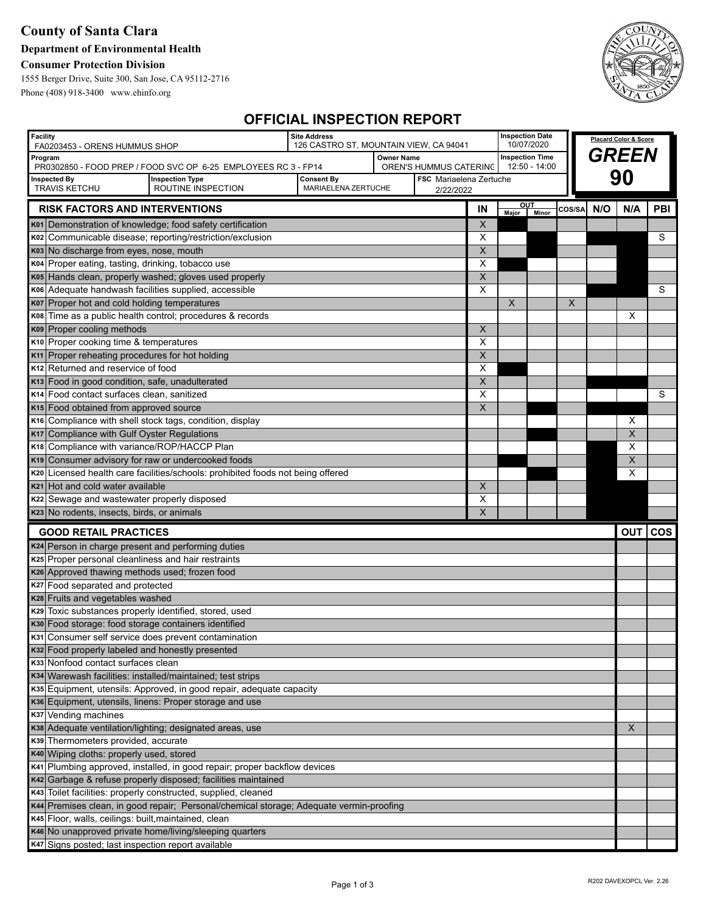**County of Santa Clara**

**Department of Environmental Health**

**Consumer Protection Division**

1555 Berger Drive, Suite 300, San Jose, CA 95112-2716

Phone (408) 918-3400 www.ehinfo.org

# OFFICIAL INSPECTION REPORT

| Facility | Site Address | Inspection Date | Placard Color & Score |
|---|---|---|---|
| FA0203453 - ORENS HUMMUS SHOP | 126 CASTRO ST, MOUNTAIN VIEW, CA 94041 | 10/07/2020 | **GREEN** |

| Program | Owner Name | Inspection Time | |
|---|---|---|---|
| PR0302850 - FOOD PREP / FOOD SVC OP 6-25 EMPLOYEES RC 3 - FP14 | OREN'S HUMMUS CATERING | 12:50 - 14:00 | **90** |

| Inspected By | Inspection Type | Consent By | FSC |
|---|---|---|---|
| TRAVIS KETCHU | ROUTINE INSPECTION | MARIAELENA ZERTUCHE | Mariaelena Zertuche 2/22/2022 |

| RISK FACTORS AND INTERVENTIONS | IN | OUT Major | OUT Minor | COS/SA | N/O | N/A | PBI |
|---|---|---|---|---|---|---|---|
| K01 Demonstration of knowledge; food safety certification | X | | | | | | |
| K02 Communicable disease; reporting/restriction/exclusion | X | | | | | | S |
| K03 No discharge from eyes, nose, mouth | X | | | | | | |
| K04 Proper eating, tasting, drinking, tobacco use | X | | | | | | |
| K05 Hands clean, properly washed; gloves used properly | X | | | | | | |
| K06 Adequate handwash facilities supplied, accessible | X | | | | | | S |
| K07 Proper hot and cold holding temperatures | | X | | X | | | |
| K08 Time as a public health control; procedures & records | | | | | | X | |
| K09 Proper cooling methods | X | | | | | | |
| K10 Proper cooking time & temperatures | X | | | | | | |
| K11 Proper reheating procedures for hot holding | X | | | | | | |
| K12 Returned and reservice of food | X | | | | | | |
| K13 Food in good condition, safe, unadulterated | X | | | | | | |
| K14 Food contact surfaces clean, sanitized | X | | | | | | S |
| K15 Food obtained from approved source | X | | | | | | |
| K16 Compliance with shell stock tags, condition, display | | | | | | X | |
| K17 Compliance with Gulf Oyster Regulations | | | | | | X | |
| K18 Compliance with variance/ROP/HACCP Plan | | | | | | X | |
| K19 Consumer advisory for raw or undercooked foods | | | | | | X | |
| K20 Licensed health care facilities/schools: prohibited foods not being offered | | | | | | X | |
| K21 Hot and cold water available | X | | | | | | |
| K22 Sewage and wastewater properly disposed | X | | | | | | |
| K23 No rodents, insects, birds, or animals | X | | | | | | |

| GOOD RETAIL PRACTICES | OUT | COS |
|---|---|---|
| K24 Person in charge present and performing duties | | |
| K25 Proper personal cleanliness and hair restraints | | |
| K26 Approved thawing methods used; frozen food | | |
| K27 Food separated and protected | | |
| K28 Fruits and vegetables washed | | |
| K29 Toxic substances properly identified, stored, used | | |
| K30 Food storage: food storage containers identified | | |
| K31 Consumer self service does prevent contamination | | |
| K32 Food properly labeled and honestly presented | | |
| K33 Nonfood contact surfaces clean | | |
| K34 Warewash facilities: installed/maintained; test strips | | |
| K35 Equipment, utensils: Approved, in good repair, adequate capacity | | |
| K36 Equipment, utensils, linens: Proper storage and use | | |
| K37 Vending machines | | |
| K38 Adequate ventilation/lighting; designated areas, use | X | |
| K39 Thermometers provided, accurate | | |
| K40 Wiping cloths: properly used, stored | | |
| K41 Plumbing approved, installed, in good repair; proper backflow devices | | |
| K42 Garbage & refuse properly disposed; facilities maintained | | |
| K43 Toilet facilities: properly constructed, supplied, cleaned | | |
| K44 Premises clean, in good repair; Personal/chemical storage; Adequate vermin-proofing | | |
| K45 Floor, walls, ceilings: built,maintained, clean | | |
| K46 No unapproved private home/living/sleeping quarters | | |
| K47 Signs posted; last inspection report available | | |

R202 DAVEXOPCL Ver. 2.26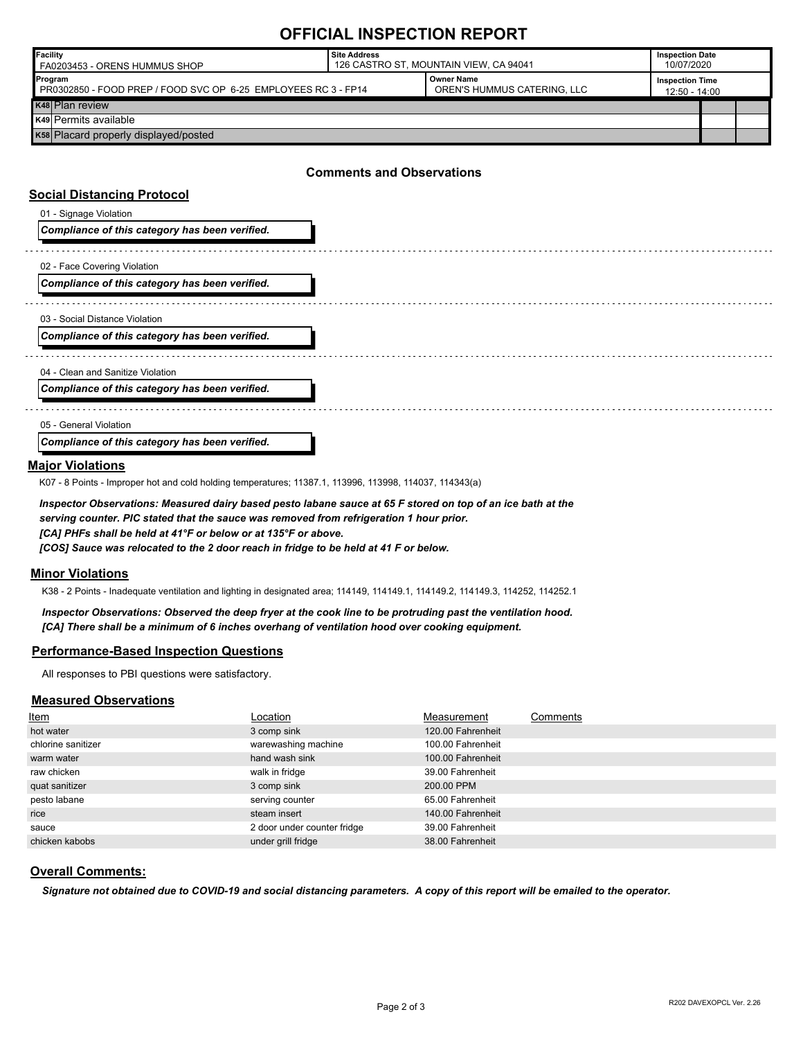# OFFICIAL INSPECTION REPORT

| Facility | Site Address | | Inspection Date |
|---|---|---|---|
| FA0203453 - ORENS HUMMUS SHOP | 126 CASTRO ST, MOUNTAIN VIEW, CA 94041 | | 10/07/2020 |
| **Program** | | **Owner Name** | **Inspection Time** |
| PR0302850 - FOOD PREP / FOOD SVC OP 6-25 EMPLOYEES RC 3 - FP14 | | OREN'S HUMMUS CATERING, LLC | 12:50 - 14:00 |

| | | | |
|---|---|---|---|
| K48 | Plan review | | |
| K49 | Permits available | | |
| K58 | Placard properly displayed/posted | | |

## Comments and Observations

### Social Distancing Protocol

01 - Signage Violation

***Compliance of this category has been verified.***

02 - Face Covering Violation

***Compliance of this category has been verified.***

03 - Social Distance Violation

***Compliance of this category has been verified.***

04 - Clean and Sanitize Violation

***Compliance of this category has been verified.***

05 - General Violation

***Compliance of this category has been verified.***

### Major Violations

K07 - 8 Points - Improper hot and cold holding temperatures; 11387.1, 113996, 113998, 114037, 114343(a)

***Inspector Observations: Measured dairy based pesto labane sauce at 65 F stored on top of an ice bath at the serving counter. PIC stated that the sauce was removed from refrigeration 1 hour prior.***
***[CA] PHFs shall be held at 41°F or below or at 135°F or above.***
***[COS] Sauce was relocated to the 2 door reach in fridge to be held at 41 F or below.***

### Minor Violations

K38 - 2 Points - Inadequate ventilation and lighting in designated area; 114149, 114149.1, 114149.2, 114149.3, 114252, 114252.1

***Inspector Observations: Observed the deep fryer at the cook line to be protruding past the ventilation hood.***
***[CA] There shall be a minimum of 6 inches overhang of ventilation hood over cooking equipment.***

### Performance-Based Inspection Questions

All responses to PBI questions were satisfactory.

### Measured Observations

| Item | Location | Measurement | Comments |
|---|---|---|---|
| hot water | 3 comp sink | 120.00 Fahrenheit | |
| chlorine sanitizer | warewashing machine | 100.00 Fahrenheit | |
| warm water | hand wash sink | 100.00 Fahrenheit | |
| raw chicken | walk in fridge | 39.00 Fahrenheit | |
| quat sanitizer | 3 comp sink | 200.00 PPM | |
| pesto labane | serving counter | 65.00 Fahrenheit | |
| rice | steam insert | 140.00 Fahrenheit | |
| sauce | 2 door under counter fridge | 39.00 Fahrenheit | |
| chicken kabobs | under grill fridge | 38.00 Fahrenheit | |

### Overall Comments:

***Signature not obtained due to COVID-19 and social distancing parameters. A copy of this report will be emailed to the operator.***

R202 DAVEXOPCL Ver. 2.26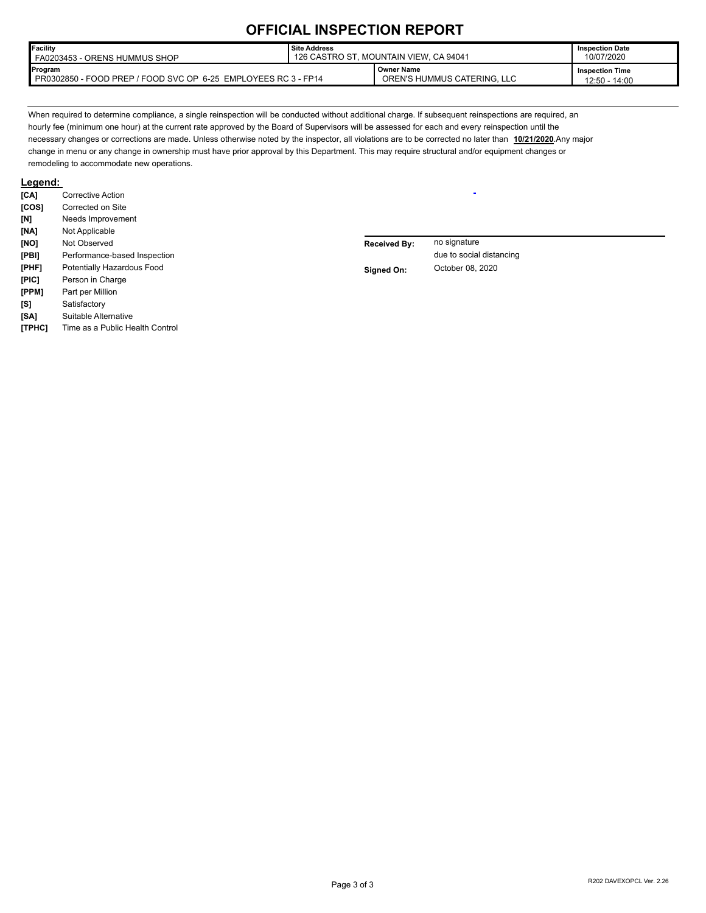# OFFICIAL INSPECTION REPORT

| Facility | Site Address | | Inspection Date |
| --- | --- | --- | --- |
| FA0203453 - ORENS HUMMUS SHOP | 126 CASTRO ST, MOUNTAIN VIEW, CA 94041 | | 10/07/2020 |
| **Program** | | **Owner Name** | **Inspection Time** |
| PR0302850 - FOOD PREP / FOOD SVC OP 6-25 EMPLOYEES RC 3 - FP14 | | OREN'S HUMMUS CATERING, LLC | 12:50 - 14:00 |

When required to determine compliance, a single reinspection will be conducted without additional charge. If subsequent reinspections are required, an hourly fee (minimum one hour) at the current rate approved by the Board of Supervisors will be assessed for each and every reinspection until the necessary changes or corrections are made. Unless otherwise noted by the inspector, all violations are to be corrected no later than **10/21/2020**.Any major change in menu or any change in ownership must have prior approval by this Department. This may require structural and/or equipment changes or remodeling to accommodate new operations.

**Legend:**

| | |
| --- | --- |
| [CA] | Corrective Action |
| [COS] | Corrected on Site |
| [N] | Needs Improvement |
| [NA] | Not Applicable |
| [NO] | Not Observed |
| [PBI] | Performance-based Inspection |
| [PHF] | Potentially Hazardous Food |
| [PIC] | Person in Charge |
| [PPM] | Part per Million |
| [S] | Satisfactory |
| [SA] | Suitable Alternative |
| [TPHC] | Time as a Public Health Control |

**Received By:** no signature due to social distancing

**Signed On:** October 08, 2020

R202 DAVEXOPCL Ver. 2.26